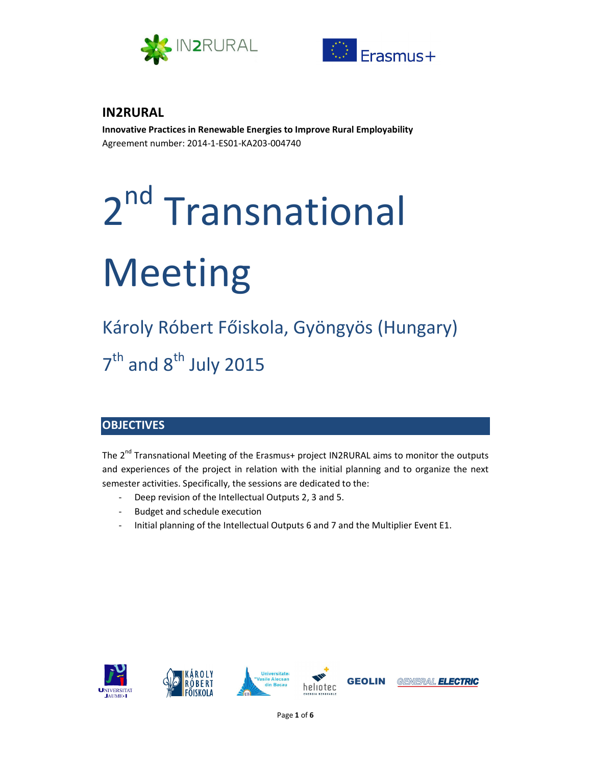## IN2RURAL

**Innovative Practices in Renewable Energies to Improve Rural Employability**

Agreement number: 2014-1-ES01-KA203-004740

# 2nd Transnational Meeting

## Károly Róbert Főiskola, Gyöngyös (Hungary)

## 7th and 8th July 2015

## OBJECTIVES

The 2nd Transnational Meeting of the Erasmus+ project IN2RURAL aims to monitor the outputs and experiences of the project in relation with the initial planning and to organize the next semester activities. Specifically, the sessions are dedicated to the:

- Deep revision of the Intellectual Outputs 2, 3 and 5.
- Budget and schedule execution
- Initial planning of the Intellectual Outputs 6 and 7 and the Multiplier Event E1.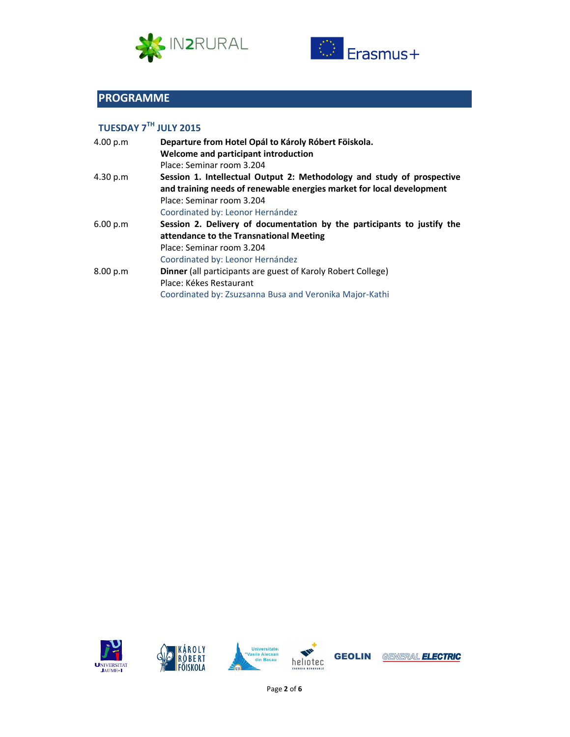## PROGRAMME

### TUESDAY 7TH JULY 2015

| | |
|---|---|
| 4.00 p.m | **Departure from Hotel Opál to Károly Róbert Föiskola.**<br>**Welcome and participant introduction**<br>Place: Seminar room 3.204 |
| 4.30 p.m | **Session 1. Intellectual Output 2: Methodology and study of prospective and training needs of renewable energies market for local development**<br>Place: Seminar room 3.204<br>Coordinated by: Leonor Hernández |
| 6.00 p.m | **Session 2. Delivery of documentation by the participants to justify the attendance to the Transnational Meeting**<br>Place: Seminar room 3.204<br>Coordinated by: Leonor Hernández |
| 8.00 p.m | **Dinner** (all participants are guest of Karoly Robert College)<br>Place: Kékes Restaurant<br>Coordinated by: Zsuzsanna Busa and Veronika Major-Kathi |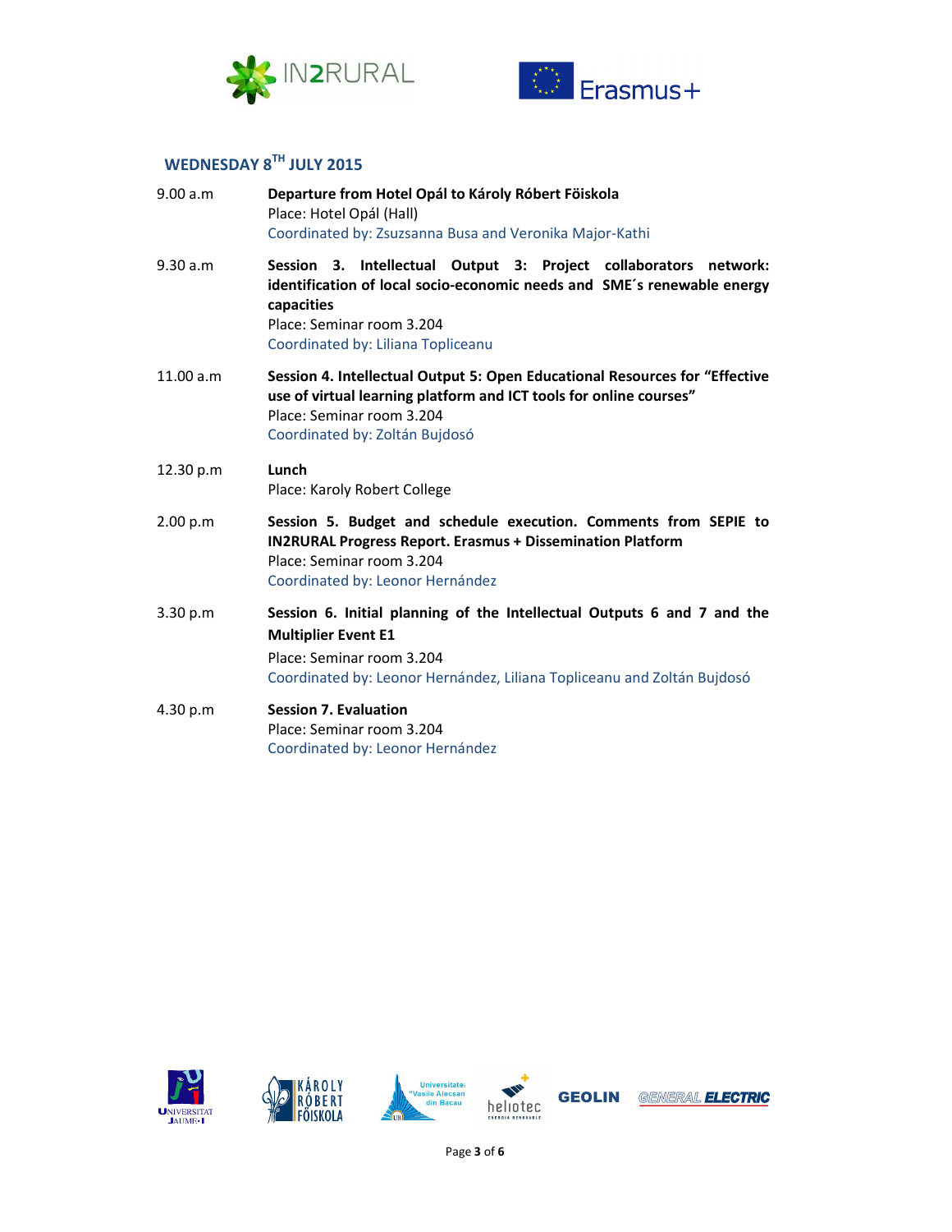## WEDNESDAY 8TH JULY 2015

9.00 a.m — **Departure from Hotel Opál to Károly Róbert Föiskola**
Place: Hotel Opál (Hall)
Coordinated by: Zsuzsanna Busa and Veronika Major-Kathi

9.30 a.m — **Session 3. Intellectual Output 3: Project collaborators network: identification of local socio-economic needs and SME´s renewable energy capacities**
Place: Seminar room 3.204
Coordinated by: Liliana Topliceanu

11.00 a.m — **Session 4. Intellectual Output 5: Open Educational Resources for "Effective use of virtual learning platform and ICT tools for online courses"**
Place: Seminar room 3.204
Coordinated by: Zoltán Bujdosó

12.30 p.m — **Lunch**
Place: Karoly Robert College

2.00 p.m — **Session 5. Budget and schedule execution. Comments from SEPIE to IN2RURAL Progress Report. Erasmus + Dissemination Platform**
Place: Seminar room 3.204
Coordinated by: Leonor Hernández

3.30 p.m — **Session 6. Initial planning of the Intellectual Outputs 6 and 7 and the Multiplier Event E1**
Place: Seminar room 3.204
Coordinated by: Leonor Hernández, Liliana Topliceanu and Zoltán Bujdosó

4.30 p.m — **Session 7. Evaluation**
Place: Seminar room 3.204
Coordinated by: Leonor Hernández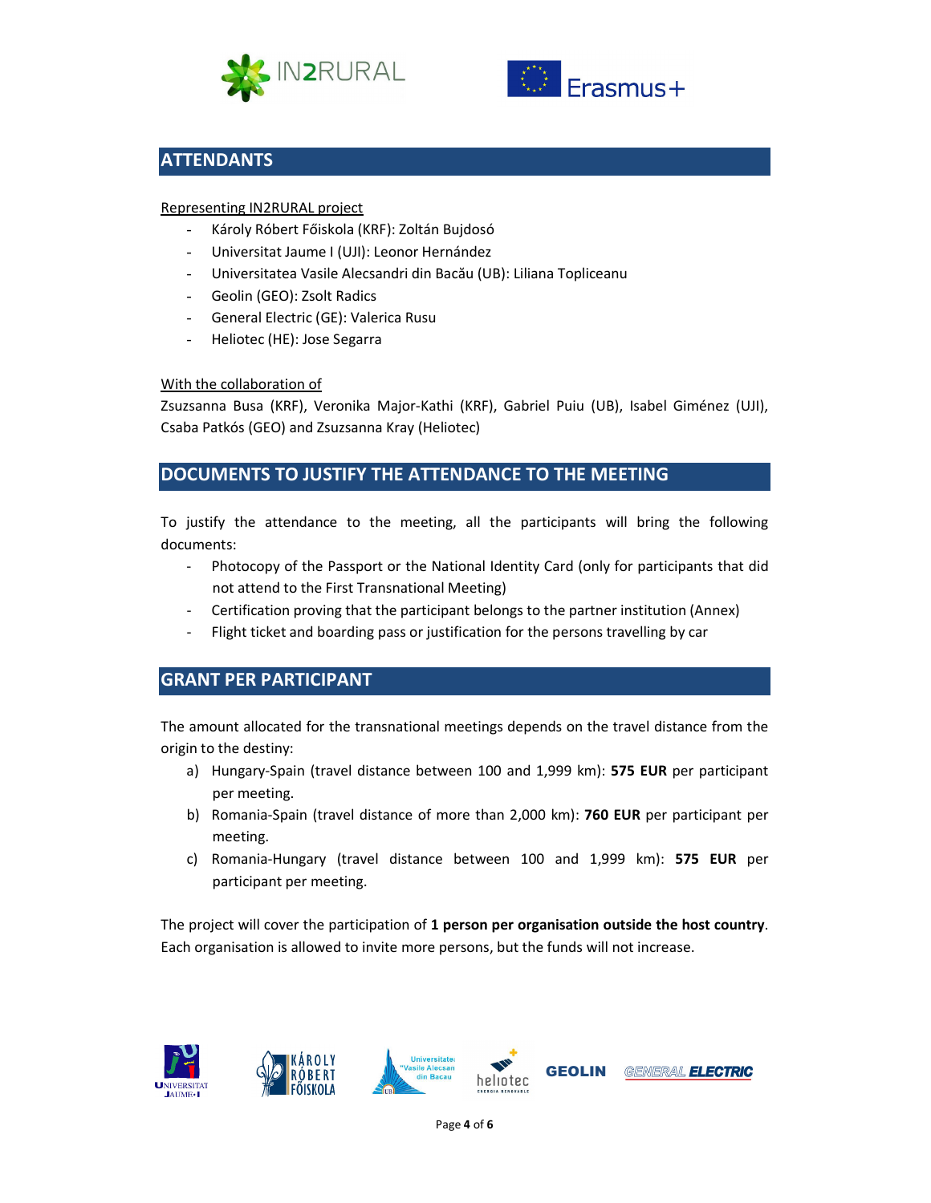## ATTENDANTS

Representing IN2RURAL project

- Károly Róbert Főiskola (KRF): Zoltán Bujdosó
- Universitat Jaume I (UJI): Leonor Hernández
- Universitatea Vasile Alecsandri din Bacău (UB): Liliana Topliceanu
- Geolin (GEO): Zsolt Radics
- General Electric (GE): Valerica Rusu
- Heliotec (HE): Jose Segarra

With the collaboration of

Zsuzsanna Busa (KRF), Veronika Major-Kathi (KRF), Gabriel Puiu (UB), Isabel Giménez (UJI), Csaba Patkós (GEO) and Zsuzsanna Kray (Heliotec)

## DOCUMENTS TO JUSTIFY THE ATTENDANCE TO THE MEETING

To justify the attendance to the meeting, all the participants will bring the following documents:

- Photocopy of the Passport or the National Identity Card (only for participants that did not attend to the First Transnational Meeting)
- Certification proving that the participant belongs to the partner institution (Annex)
- Flight ticket and boarding pass or justification for the persons travelling by car

## GRANT PER PARTICIPANT

The amount allocated for the transnational meetings depends on the travel distance from the origin to the destiny:

a) Hungary-Spain (travel distance between 100 and 1,999 km): **575 EUR** per participant per meeting.
b) Romania-Spain (travel distance of more than 2,000 km): **760 EUR** per participant per meeting.
c) Romania-Hungary (travel distance between 100 and 1,999 km): **575 EUR** per participant per meeting.

The project will cover the participation of **1 person per organisation outside the host country**. Each organisation is allowed to invite more persons, but the funds will not increase.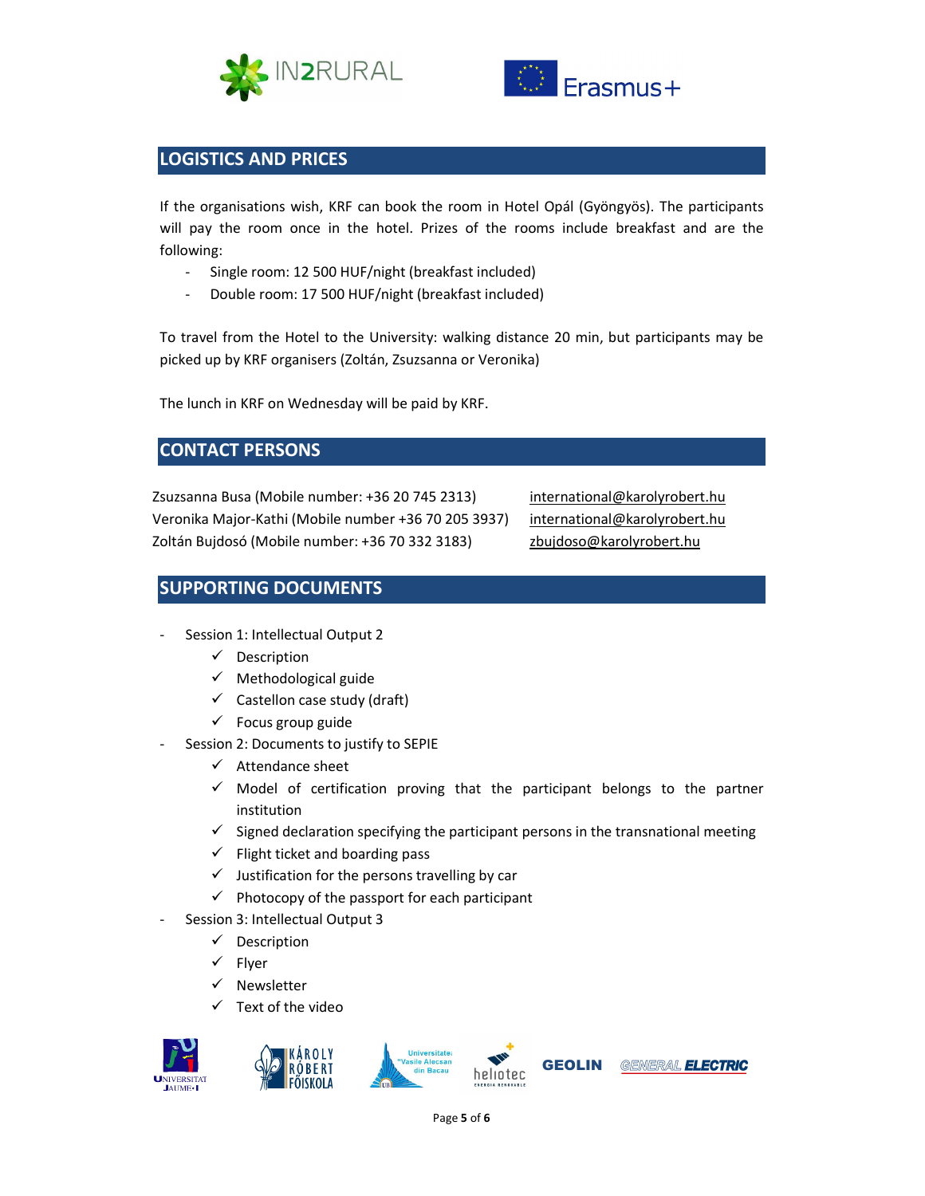## LOGISTICS AND PRICES

If the organisations wish, KRF can book the room in Hotel Opál (Gyöngyös). The participants will pay the room once in the hotel. Prizes of the rooms include breakfast and are the following:

- Single room: 12 500 HUF/night (breakfast included)
- Double room: 17 500 HUF/night (breakfast included)

To travel from the Hotel to the University: walking distance 20 min, but participants may be picked up by KRF organisers (Zoltán, Zsuszanna or Veronika)

The lunch in KRF on Wednesday will be paid by KRF.

## CONTACT PERSONS

Zsuzsanna Busa (Mobile number: +36 20 745 2313) international@karolyrobert.hu
Veronika Major-Kathi (Mobile number +36 70 205 3937) international@karolyrobert.hu
Zoltán Bujdosó (Mobile number: +36 70 332 3183) zbujdoso@karolyrobert.hu

## SUPPORTING DOCUMENTS

- Session 1: Intellectual Output 2
  - ✓ Description
  - ✓ Methodological guide
  - ✓ Castellon case study (draft)
  - ✓ Focus group guide
- Session 2: Documents to justify to SEPIE
  - ✓ Attendance sheet
  - ✓ Model of certification proving that the participant belongs to the partner institution
  - ✓ Signed declaration specifying the participant persons in the transnational meeting
  - ✓ Flight ticket and boarding pass
  - ✓ Justification for the persons travelling by car
  - ✓ Photocopy of the passport for each participant
- Session 3: Intellectual Output 3
  - ✓ Description
  - ✓ Flyer
  - ✓ Newsletter
  - ✓ Text of the video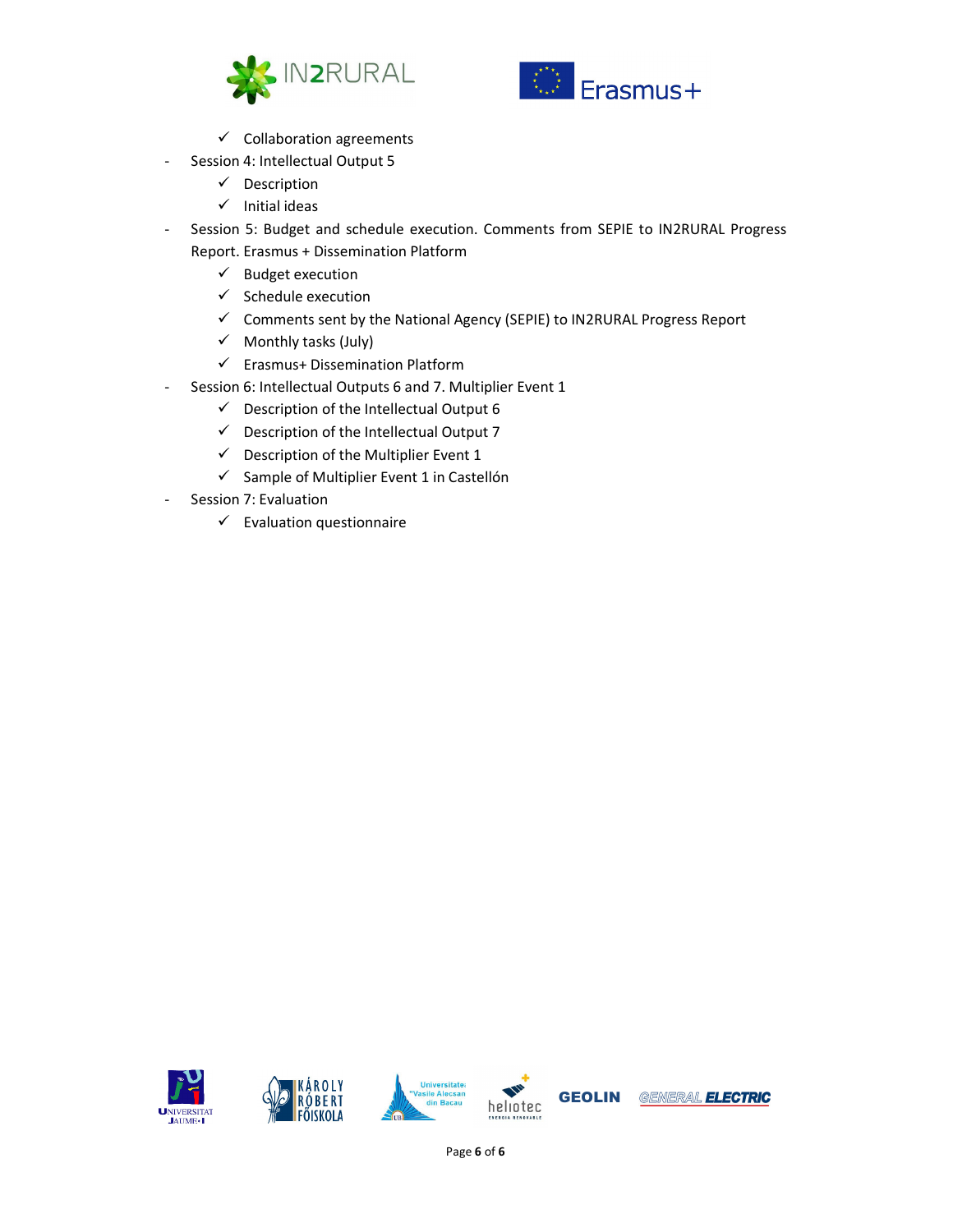- ✓ Collaboration agreements
- Session 4: Intellectual Output 5
  - ✓ Description
  - ✓ Initial ideas
- Session 5: Budget and schedule execution. Comments from SEPIE to IN2RURAL Progress Report. Erasmus + Dissemination Platform
  - ✓ Budget execution
  - ✓ Schedule execution
  - ✓ Comments sent by the National Agency (SEPIE) to IN2RURAL Progress Report
  - ✓ Monthly tasks (July)
  - ✓ Erasmus+ Dissemination Platform
- Session 6: Intellectual Outputs 6 and 7. Multiplier Event 1
  - ✓ Description of the Intellectual Output 6
  - ✓ Description of the Intellectual Output 7
  - ✓ Description of the Multiplier Event 1
  - ✓ Sample of Multiplier Event 1 in Castellón
- Session 7: Evaluation
  - ✓ Evaluation questionnaire